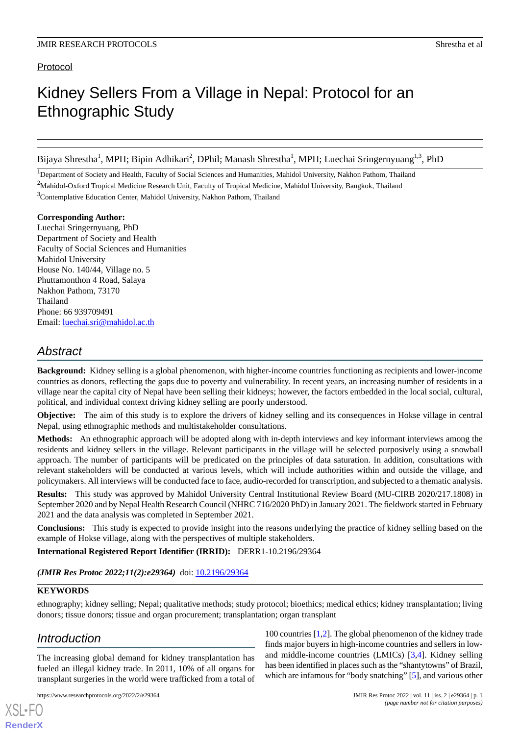Protocol

# Kidney Sellers From a Village in Nepal: Protocol for an Ethnographic Study

Bijaya Shrestha[1], MPH; Bipin Adhikari[2], DPhil; Manash Shrestha[1], MPH; Luechai Sringernyuang[1,3], PhD

[1]Department of Society and Health, Faculty of Social Sciences and Humanities, Mahidol University, Nakhon Pathom, Thailand

[2]Mahidol-Oxford Tropical Medicine Research Unit, Faculty of Tropical Medicine, Mahidol University, Bangkok, Thailand

[3]Contemplative Education Center, Mahidol University, Nakhon Pathom, Thailand

**Corresponding Author:**
Luechai Sringernyuang, PhD
Department of Society and Health
Faculty of Social Sciences and Humanities
Mahidol University
House No. 140/44, Village no. 5
Phuttamonthon 4 Road, Salaya
Nakhon Pathom, 73170
Thailand
Phone: 66 939709491
Email: luechai.sri@mahidol.ac.th

## Abstract

**Background:** Kidney selling is a global phenomenon, with higher-income countries functioning as recipients and lower-income countries as donors, reflecting the gaps due to poverty and vulnerability. In recent years, an increasing number of residents in a village near the capital city of Nepal have been selling their kidneys; however, the factors embedded in the local social, cultural, political, and individual context driving kidney selling are poorly understood.

**Objective:** The aim of this study is to explore the drivers of kidney selling and its consequences in Hokse village in central Nepal, using ethnographic methods and multistakeholder consultations.

**Methods:** An ethnographic approach will be adopted along with in-depth interviews and key informant interviews among the residents and kidney sellers in the village. Relevant participants in the village will be selected purposively using a snowball approach. The number of participants will be predicated on the principles of data saturation. In addition, consultations with relevant stakeholders will be conducted at various levels, which will include authorities within and outside the village, and policymakers. All interviews will be conducted face to face, audio-recorded for transcription, and subjected to a thematic analysis.

**Results:** This study was approved by Mahidol University Central Institutional Review Board (MU-CIRB 2020/217.1808) in September 2020 and by Nepal Health Research Council (NHRC 716/2020 PhD) in January 2021. The fieldwork started in February 2021 and the data analysis was completed in September 2021.

**Conclusions:** This study is expected to provide insight into the reasons underlying the practice of kidney selling based on the example of Hokse village, along with the perspectives of multiple stakeholders.

**International Registered Report Identifier (IRRID):** DERR1-10.2196/29364

*(JMIR Res Protoc 2022;11(2):e29364)* doi: 10.2196/29364

**KEYWORDS**

ethnography; kidney selling; Nepal; qualitative methods; study protocol; bioethics; medical ethics; kidney transplantation; living donors; tissue donors; tissue and organ procurement; transplantation; organ transplant

## Introduction

The increasing global demand for kidney transplantation has fueled an illegal kidney trade. In 2011, 10% of all organs for transplant surgeries in the world were trafficked from a total of 100 countries [1,2]. The global phenomenon of the kidney trade finds major buyers in high-income countries and sellers in low- and middle-income countries (LMICs) [3,4]. Kidney selling has been identified in places such as the "shantytowns" of Brazil, which are infamous for "body snatching" [5], and various other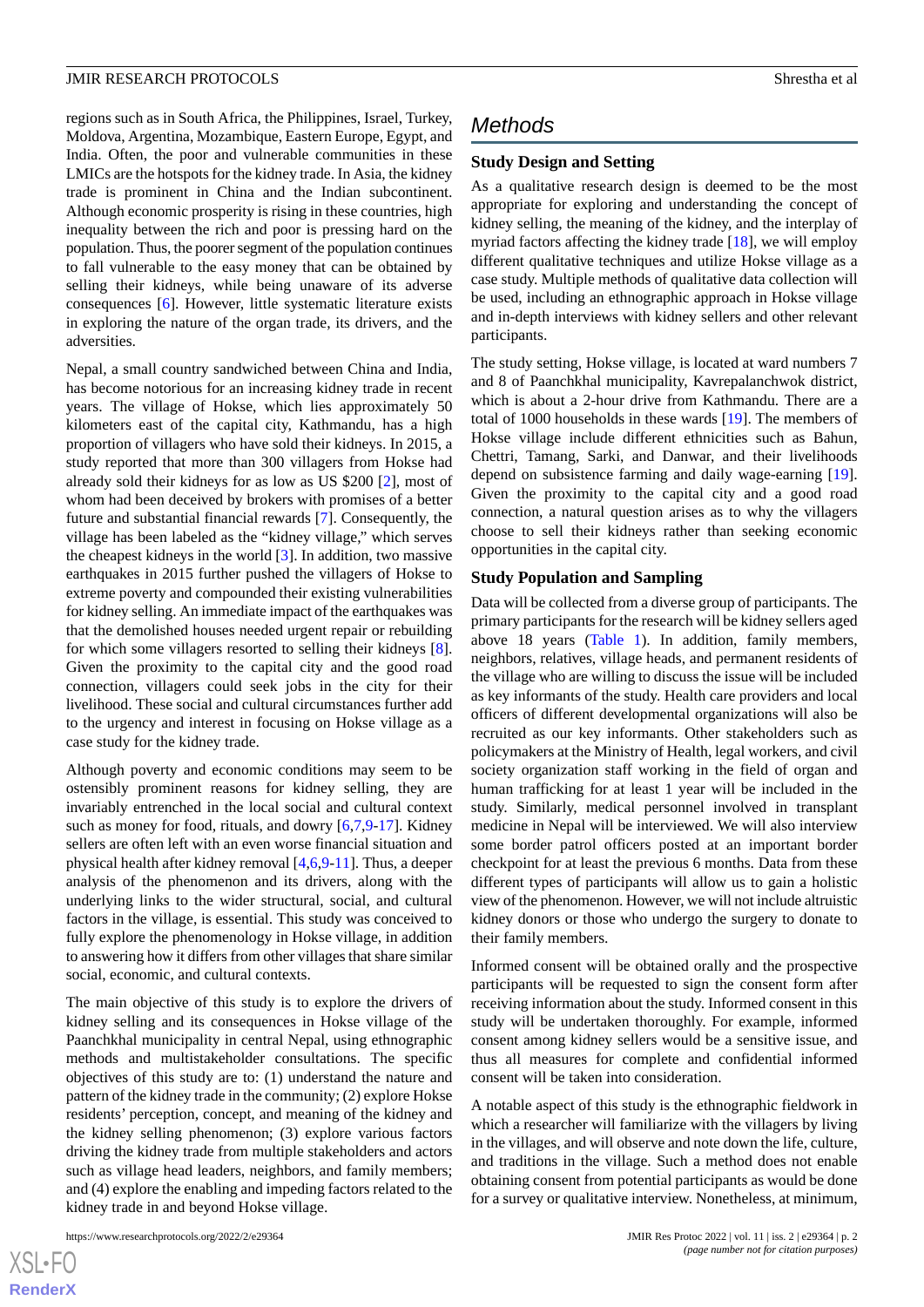regions such as in South Africa, the Philippines, Israel, Turkey, Moldova, Argentina, Mozambique, Eastern Europe, Egypt, and India. Often, the poor and vulnerable communities in these LMICs are the hotspots for the kidney trade. In Asia, the kidney trade is prominent in China and the Indian subcontinent. Although economic prosperity is rising in these countries, high inequality between the rich and poor is pressing hard on the population. Thus, the poorer segment of the population continues to fall vulnerable to the easy money that can be obtained by selling their kidneys, while being unaware of its adverse consequences [6]. However, little systematic literature exists in exploring the nature of the organ trade, its drivers, and the adversities.

Nepal, a small country sandwiched between China and India, has become notorious for an increasing kidney trade in recent years. The village of Hokse, which lies approximately 50 kilometers east of the capital city, Kathmandu, has a high proportion of villagers who have sold their kidneys. In 2015, a study reported that more than 300 villagers from Hokse had already sold their kidneys for as low as US $200 [2], most of whom had been deceived by brokers with promises of a better future and substantial financial rewards [7]. Consequently, the village has been labeled as the "kidney village," which serves the cheapest kidneys in the world [3]. In addition, two massive earthquakes in 2015 further pushed the villagers of Hokse to extreme poverty and compounded their existing vulnerabilities for kidney selling. An immediate impact of the earthquakes was that the demolished houses needed urgent repair or rebuilding for which some villagers resorted to selling their kidneys [8]. Given the proximity to the capital city and the good road connection, villagers could seek jobs in the city for their livelihood. These social and cultural circumstances further add to the urgency and interest in focusing on Hokse village as a case study for the kidney trade.

Although poverty and economic conditions may seem to be ostensibly prominent reasons for kidney selling, they are invariably entrenched in the local social and cultural context such as money for food, rituals, and dowry [6,7,9-17]. Kidney sellers are often left with an even worse financial situation and physical health after kidney removal [4,6,9-11]. Thus, a deeper analysis of the phenomenon and its drivers, along with the underlying links to the wider structural, social, and cultural factors in the village, is essential. This study was conceived to fully explore the phenomenology in Hokse village, in addition to answering how it differs from other villages that share similar social, economic, and cultural contexts.

The main objective of this study is to explore the drivers of kidney selling and its consequences in Hokse village of the Paanchkhal municipality in central Nepal, using ethnographic methods and multistakeholder consultations. The specific objectives of this study are to: (1) understand the nature and pattern of the kidney trade in the community; (2) explore Hokse residents' perception, concept, and meaning of the kidney and the kidney selling phenomenon; (3) explore various factors driving the kidney trade from multiple stakeholders and actors such as village head leaders, neighbors, and family members; and (4) explore the enabling and impeding factors related to the kidney trade in and beyond Hokse village.

# Methods

## Study Design and Setting

As a qualitative research design is deemed to be the most appropriate for exploring and understanding the concept of kidney selling, the meaning of the kidney, and the interplay of myriad factors affecting the kidney trade [18], we will employ different qualitative techniques and utilize Hokse village as a case study. Multiple methods of qualitative data collection will be used, including an ethnographic approach in Hokse village and in-depth interviews with kidney sellers and other relevant participants.

The study setting, Hokse village, is located at ward numbers 7 and 8 of Paanchkhal municipality, Kavrepalanchwok district, which is about a 2-hour drive from Kathmandu. There are a total of 1000 households in these wards [19]. The members of Hokse village include different ethnicities such as Bahun, Chettri, Tamang, Sarki, and Danwar, and their livelihoods depend on subsistence farming and daily wage-earning [19]. Given the proximity to the capital city and a good road connection, a natural question arises as to why the villagers choose to sell their kidneys rather than seeking economic opportunities in the capital city.

## Study Population and Sampling

Data will be collected from a diverse group of participants. The primary participants for the research will be kidney sellers aged above 18 years (Table 1). In addition, family members, neighbors, relatives, village heads, and permanent residents of the village who are willing to discuss the issue will be included as key informants of the study. Health care providers and local officers of different developmental organizations will also be recruited as our key informants. Other stakeholders such as policymakers at the Ministry of Health, legal workers, and civil society organization staff working in the field of organ and human trafficking for at least 1 year will be included in the study. Similarly, medical personnel involved in transplant medicine in Nepal will be interviewed. We will also interview some border patrol officers posted at an important border checkpoint for at least the previous 6 months. Data from these different types of participants will allow us to gain a holistic view of the phenomenon. However, we will not include altruistic kidney donors or those who undergo the surgery to donate to their family members.

Informed consent will be obtained orally and the prospective participants will be requested to sign the consent form after receiving information about the study. Informed consent in this study will be undertaken thoroughly. For example, informed consent among kidney sellers would be a sensitive issue, and thus all measures for complete and confidential informed consent will be taken into consideration.

A notable aspect of this study is the ethnographic fieldwork in which a researcher will familiarize with the villagers by living in the villages, and will observe and note down the life, culture, and traditions in the village. Such a method does not enable obtaining consent from potential participants as would be done for a survey or qualitative interview. Nonetheless, at minimum,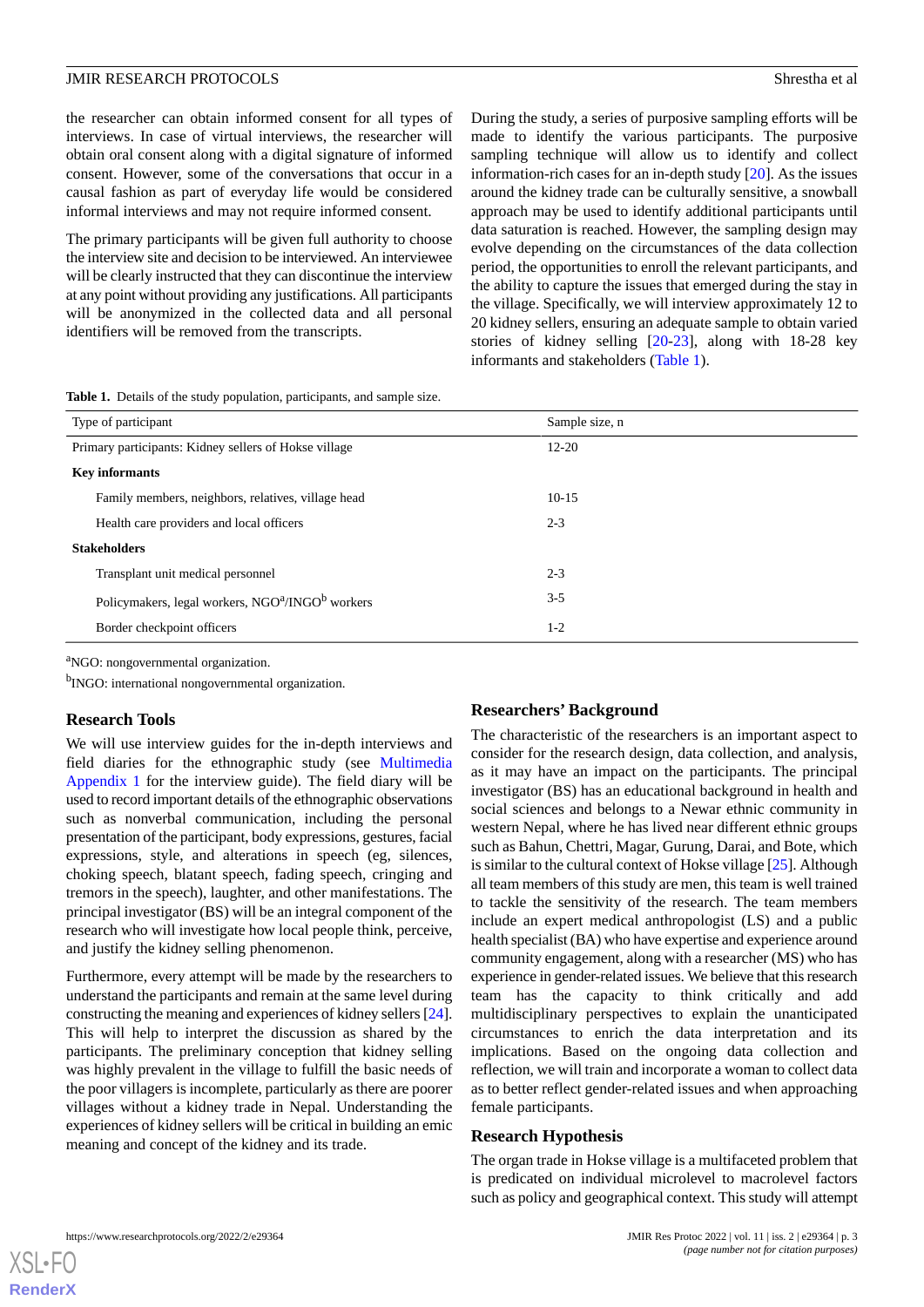the researcher can obtain informed consent for all types of interviews. In case of virtual interviews, the researcher will obtain oral consent along with a digital signature of informed consent. However, some of the conversations that occur in a causal fashion as part of everyday life would be considered informal interviews and may not require informed consent.

The primary participants will be given full authority to choose the interview site and decision to be interviewed. An interviewee will be clearly instructed that they can discontinue the interview at any point without providing any justifications. All participants will be anonymized in the collected data and all personal identifiers will be removed from the transcripts.

During the study, a series of purposive sampling efforts will be made to identify the various participants. The purposive sampling technique will allow us to identify and collect information-rich cases for an in-depth study [20]. As the issues around the kidney trade can be culturally sensitive, a snowball approach may be used to identify additional participants until data saturation is reached. However, the sampling design may evolve depending on the circumstances of the data collection period, the opportunities to enroll the relevant participants, and the ability to capture the issues that emerged during the stay in the village. Specifically, we will interview approximately 12 to 20 kidney sellers, ensuring an adequate sample to obtain varied stories of kidney selling [20-23], along with 18-28 key informants and stakeholders (Table 1).

**Table 1.** Details of the study population, participants, and sample size.

| Type of participant | Sample size, n |
|---|---|
| Primary participants: Kidney sellers of Hokse village | 12-20 |
| **Key informants** | |
| Family members, neighbors, relatives, village head | 10-15 |
| Health care providers and local officers | 2-3 |
| **Stakeholders** | |
| Transplant unit medical personnel | 2-3 |
| Policymakers, legal workers, NGO[a]/INGO[b] workers | 3-5 |
| Border checkpoint officers | 1-2 |

[a]NGO: nongovernmental organization.

[b]INGO: international nongovernmental organization.

## Research Tools

We will use interview guides for the in-depth interviews and field diaries for the ethnographic study (see Multimedia Appendix 1 for the interview guide). The field diary will be used to record important details of the ethnographic observations such as nonverbal communication, including the personal presentation of the participant, body expressions, gestures, facial expressions, style, and alterations in speech (eg, silences, choking speech, blatant speech, fading speech, cringing and tremors in the speech), laughter, and other manifestations. The principal investigator (BS) will be an integral component of the research who will investigate how local people think, perceive, and justify the kidney selling phenomenon.

Furthermore, every attempt will be made by the researchers to understand the participants and remain at the same level during constructing the meaning and experiences of kidney sellers [24]. This will help to interpret the discussion as shared by the participants. The preliminary conception that kidney selling was highly prevalent in the village to fulfill the basic needs of the poor villagers is incomplete, particularly as there are poorer villages without a kidney trade in Nepal. Understanding the experiences of kidney sellers will be critical in building an emic meaning and concept of the kidney and its trade.

## Researchers' Background

The characteristic of the researchers is an important aspect to consider for the research design, data collection, and analysis, as it may have an impact on the participants. The principal investigator (BS) has an educational background in health and social sciences and belongs to a Newar ethnic community in western Nepal, where he has lived near different ethnic groups such as Bahun, Chettri, Magar, Gurung, Darai, and Bote, which is similar to the cultural context of Hokse village [25]. Although all team members of this study are men, this team is well trained to tackle the sensitivity of the research. The team members include an expert medical anthropologist (LS) and a public health specialist (BA) who have expertise and experience around community engagement, along with a researcher (MS) who has experience in gender-related issues. We believe that this research team has the capacity to think critically and add multidisciplinary perspectives to explain the unanticipated circumstances to enrich the data interpretation and its implications. Based on the ongoing data collection and reflection, we will train and incorporate a woman to collect data as to better reflect gender-related issues and when approaching female participants.

## Research Hypothesis

The organ trade in Hokse village is a multifaceted problem that is predicated on individual microlevel to macrolevel factors such as policy and geographical context. This study will attempt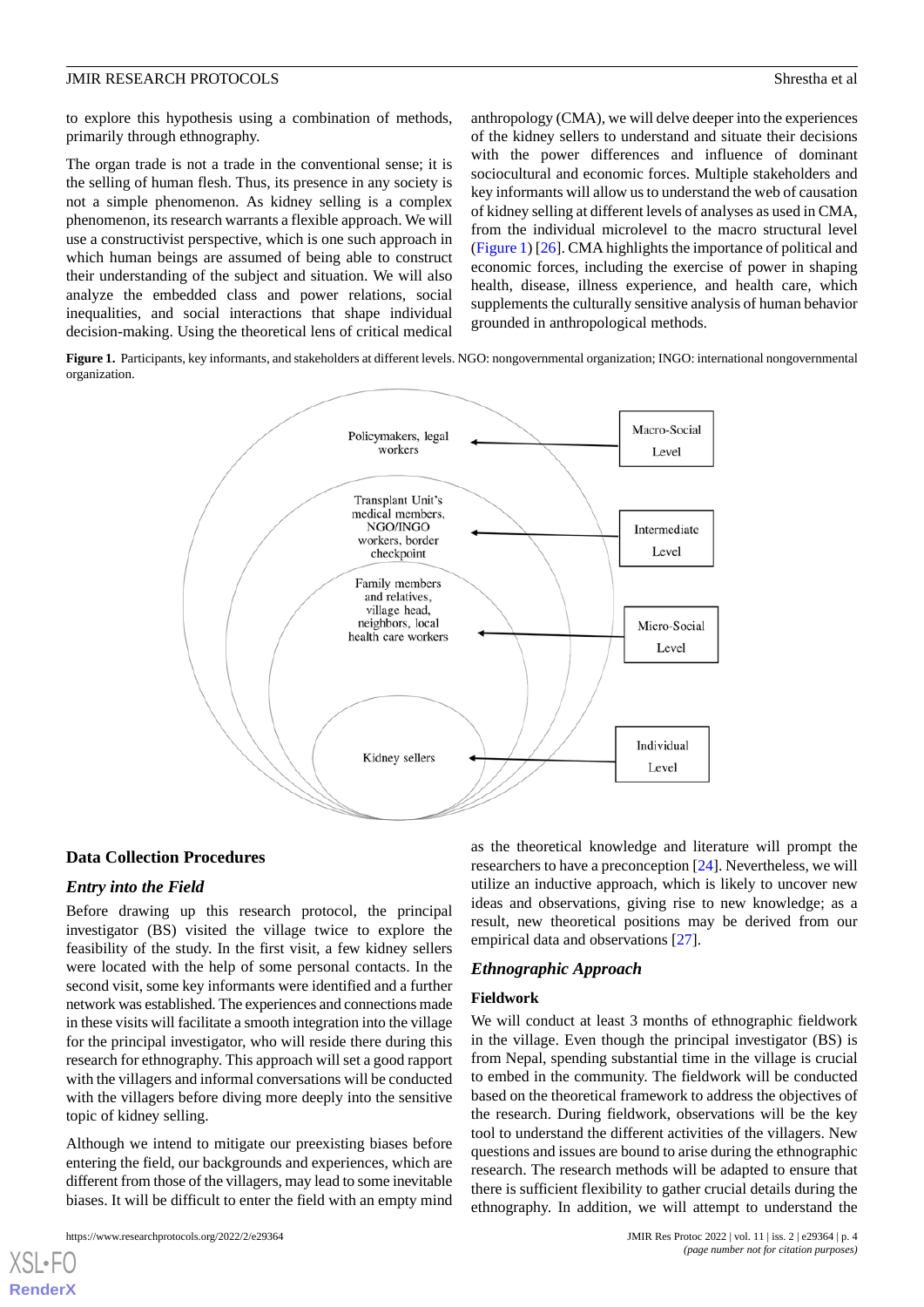to explore this hypothesis using a combination of methods, primarily through ethnography.

The organ trade is not a trade in the conventional sense; it is the selling of human flesh. Thus, its presence in any society is not a simple phenomenon. As kidney selling is a complex phenomenon, its research warrants a flexible approach. We will use a constructivist perspective, which is one such approach in which human beings are assumed of being able to construct their understanding of the subject and situation. We will also analyze the embedded class and power relations, social inequalities, and social interactions that shape individual decision-making. Using the theoretical lens of critical medical anthropology (CMA), we will delve deeper into the experiences of the kidney sellers to understand and situate their decisions with the power differences and influence of dominant sociocultural and economic forces. Multiple stakeholders and key informants will allow us to understand the web of causation of kidney selling at different levels of analyses as used in CMA, from the individual microlevel to the macro structural level (Figure 1) [26]. CMA highlights the importance of political and economic forces, including the exercise of power in shaping health, disease, illness experience, and health care, which supplements the culturally sensitive analysis of human behavior grounded in anthropological methods.

**Figure 1.** Participants, key informants, and stakeholders at different levels. NGO: nongovernmental organization; INGO: international nongovernmental organization.

## Data Collection Procedures

### *Entry into the Field*

Before drawing up this research protocol, the principal investigator (BS) visited the village twice to explore the feasibility of the study. In the first visit, a few kidney sellers were located with the help of some personal contacts. In the second visit, some key informants were identified and a further network was established. The experiences and connections made in these visits will facilitate a smooth integration into the village for the principal investigator, who will reside there during this research for ethnography. This approach will set a good rapport with the villagers and informal conversations will be conducted with the villagers before diving more deeply into the sensitive topic of kidney selling.

Although we intend to mitigate our preexisting biases before entering the field, our backgrounds and experiences, which are different from those of the villagers, may lead to some inevitable biases. It will be difficult to enter the field with an empty mind as the theoretical knowledge and literature will prompt the researchers to have a preconception [24]. Nevertheless, we will utilize an inductive approach, which is likely to uncover new ideas and observations, giving rise to new knowledge; as a result, new theoretical positions may be derived from our empirical data and observations [27].

### *Ethnographic Approach*

#### Fieldwork

We will conduct at least 3 months of ethnographic fieldwork in the village. Even though the principal investigator (BS) is from Nepal, spending substantial time in the village is crucial to embed in the community. The fieldwork will be conducted based on the theoretical framework to address the objectives of the research. During fieldwork, observations will be the key tool to understand the different activities of the villagers. New questions and issues are bound to arise during the ethnographic research. The research methods will be adapted to ensure that there is sufficient flexibility to gather crucial details during the ethnography. In addition, we will attempt to understand the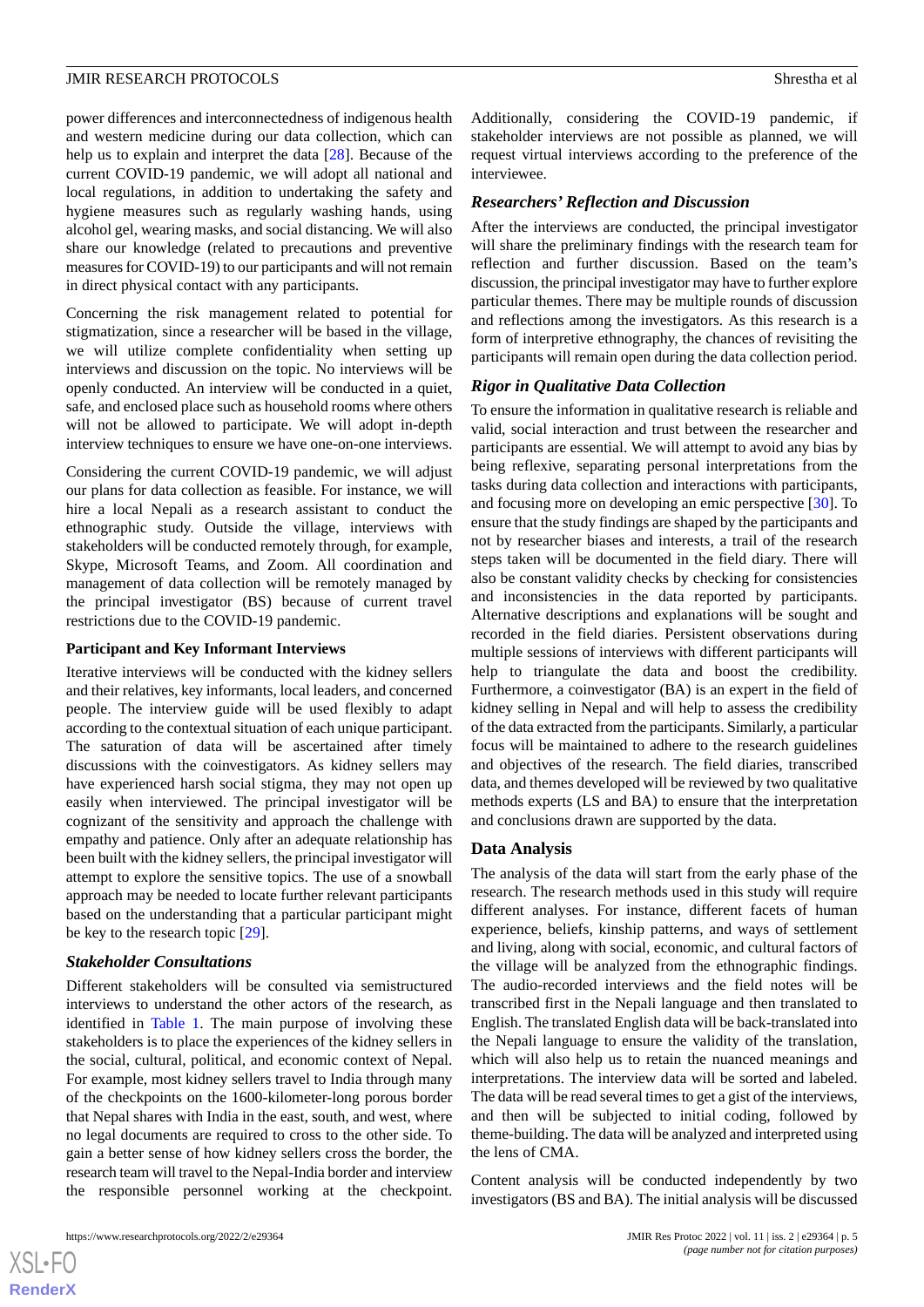power differences and interconnectedness of indigenous health and western medicine during our data collection, which can help us to explain and interpret the data [28]. Because of the current COVID-19 pandemic, we will adopt all national and local regulations, in addition to undertaking the safety and hygiene measures such as regularly washing hands, using alcohol gel, wearing masks, and social distancing. We will also share our knowledge (related to precautions and preventive measures for COVID-19) to our participants and will not remain in direct physical contact with any participants.

Concerning the risk management related to potential for stigmatization, since a researcher will be based in the village, we will utilize complete confidentiality when setting up interviews and discussion on the topic. No interviews will be openly conducted. An interview will be conducted in a quiet, safe, and enclosed place such as household rooms where others will not be allowed to participate. We will adopt in-depth interview techniques to ensure we have one-on-one interviews.

Considering the current COVID-19 pandemic, we will adjust our plans for data collection as feasible. For instance, we will hire a local Nepali as a research assistant to conduct the ethnographic study. Outside the village, interviews with stakeholders will be conducted remotely through, for example, Skype, Microsoft Teams, and Zoom. All coordination and management of data collection will be remotely managed by the principal investigator (BS) because of current travel restrictions due to the COVID-19 pandemic.

#### Participant and Key Informant Interviews

Iterative interviews will be conducted with the kidney sellers and their relatives, key informants, local leaders, and concerned people. The interview guide will be used flexibly to adapt according to the contextual situation of each unique participant. The saturation of data will be ascertained after timely discussions with the coinvestigators. As kidney sellers may have experienced harsh social stigma, they may not open up easily when interviewed. The principal investigator will be cognizant of the sensitivity and approach the challenge with empathy and patience. Only after an adequate relationship has been built with the kidney sellers, the principal investigator will attempt to explore the sensitive topics. The use of a snowball approach may be needed to locate further relevant participants based on the understanding that a particular participant might be key to the research topic [29].

### *Stakeholder Consultations*

Different stakeholders will be consulted via semistructured interviews to understand the other actors of the research, as identified in Table 1. The main purpose of involving these stakeholders is to place the experiences of the kidney sellers in the social, cultural, political, and economic context of Nepal. For example, most kidney sellers travel to India through many of the checkpoints on the 1600-kilometer-long porous border that Nepal shares with India in the east, south, and west, where no legal documents are required to cross to the other side. To gain a better sense of how kidney sellers cross the border, the research team will travel to the Nepal-India border and interview the responsible personnel working at the checkpoint. Additionally, considering the COVID-19 pandemic, if stakeholder interviews are not possible as planned, we will request virtual interviews according to the preference of the interviewee.

### *Researchers' Reflection and Discussion*

After the interviews are conducted, the principal investigator will share the preliminary findings with the research team for reflection and further discussion. Based on the team's discussion, the principal investigator may have to further explore particular themes. There may be multiple rounds of discussion and reflections among the investigators. As this research is a form of interpretive ethnography, the chances of revisiting the participants will remain open during the data collection period.

### *Rigor in Qualitative Data Collection*

To ensure the information in qualitative research is reliable and valid, social interaction and trust between the researcher and participants are essential. We will attempt to avoid any bias by being reflexive, separating personal interpretations from the tasks during data collection and interactions with participants, and focusing more on developing an emic perspective [30]. To ensure that the study findings are shaped by the participants and not by researcher biases and interests, a trail of the research steps taken will be documented in the field diary. There will also be constant validity checks by checking for consistencies and inconsistencies in the data reported by participants. Alternative descriptions and explanations will be sought and recorded in the field diaries. Persistent observations during multiple sessions of interviews with different participants will help to triangulate the data and boost the credibility. Furthermore, a coinvestigator (BA) is an expert in the field of kidney selling in Nepal and will help to assess the credibility of the data extracted from the participants. Similarly, a particular focus will be maintained to adhere to the research guidelines and objectives of the research. The field diaries, transcribed data, and themes developed will be reviewed by two qualitative methods experts (LS and BA) to ensure that the interpretation and conclusions drawn are supported by the data.

## Data Analysis

The analysis of the data will start from the early phase of the research. The research methods used in this study will require different analyses. For instance, different facets of human experience, beliefs, kinship patterns, and ways of settlement and living, along with social, economic, and cultural factors of the village will be analyzed from the ethnographic findings. The audio-recorded interviews and the field notes will be transcribed first in the Nepali language and then translated to English. The translated English data will be back-translated into the Nepali language to ensure the validity of the translation, which will also help us to retain the nuanced meanings and interpretations. The interview data will be sorted and labeled. The data will be read several times to get a gist of the interviews, and then will be subjected to initial coding, followed by theme-building. The data will be analyzed and interpreted using the lens of CMA.

Content analysis will be conducted independently by two investigators (BS and BA). The initial analysis will be discussed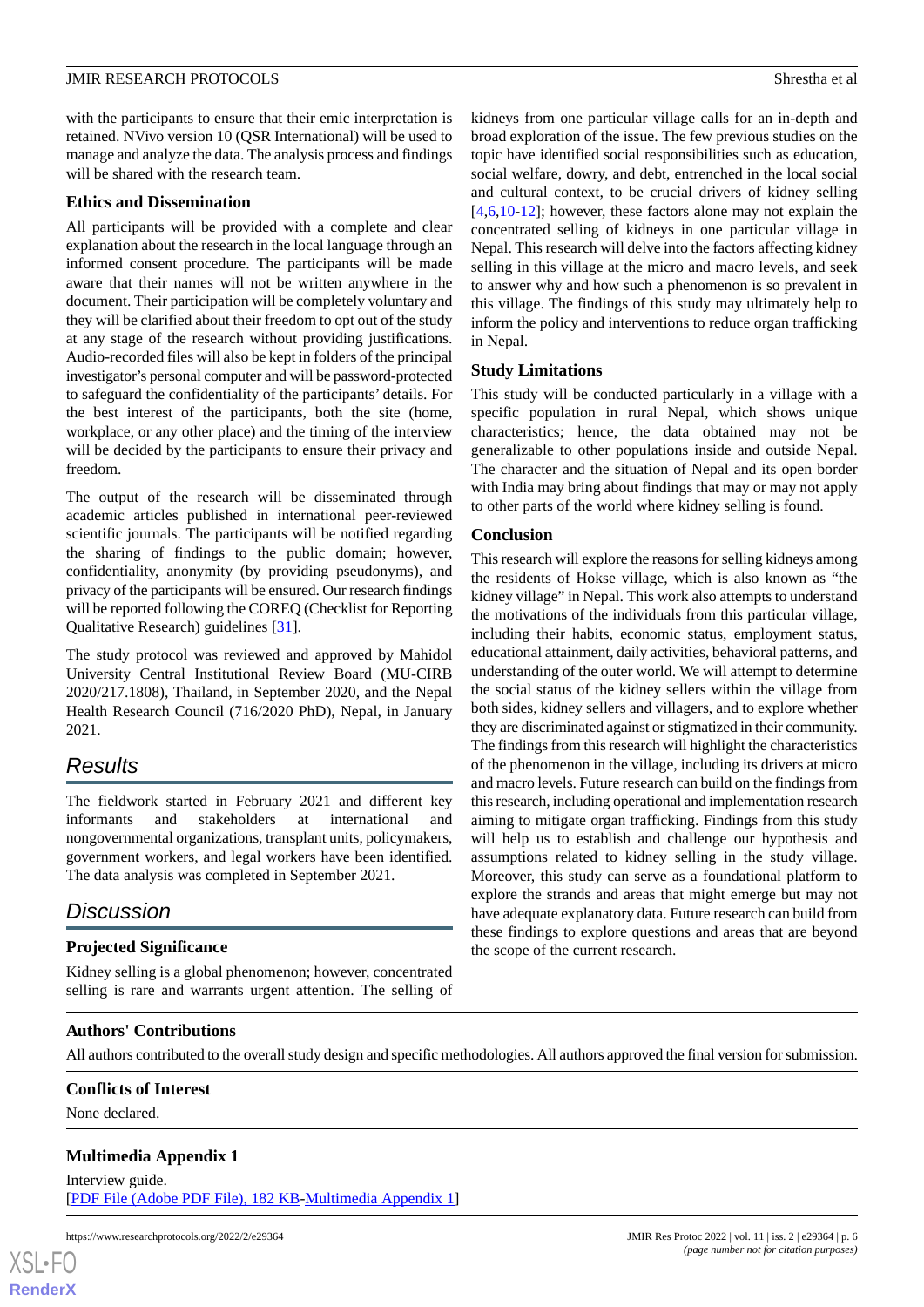with the participants to ensure that their emic interpretation is retained. NVivo version 10 (QSR International) will be used to manage and analyze the data. The analysis process and findings will be shared with the research team.

### Ethics and Dissemination

All participants will be provided with a complete and clear explanation about the research in the local language through an informed consent procedure. The participants will be made aware that their names will not be written anywhere in the document. Their participation will be completely voluntary and they will be clarified about their freedom to opt out of the study at any stage of the research without providing justifications. Audio-recorded files will also be kept in folders of the principal investigator's personal computer and will be password-protected to safeguard the confidentiality of the participants' details. For the best interest of the participants, both the site (home, workplace, or any other place) and the timing of the interview will be decided by the participants to ensure their privacy and freedom.

The output of the research will be disseminated through academic articles published in international peer-reviewed scientific journals. The participants will be notified regarding the sharing of findings to the public domain; however, confidentiality, anonymity (by providing pseudonyms), and privacy of the participants will be ensured. Our research findings will be reported following the COREQ (Checklist for Reporting Qualitative Research) guidelines [31].

The study protocol was reviewed and approved by Mahidol University Central Institutional Review Board (MU-CIRB 2020/217.1808), Thailand, in September 2020, and the Nepal Health Research Council (716/2020 PhD), Nepal, in January 2021.

## Results

The fieldwork started in February 2021 and different key informants and stakeholders at international and nongovernmental organizations, transplant units, policymakers, government workers, and legal workers have been identified. The data analysis was completed in September 2021.

## Discussion

### Projected Significance

Kidney selling is a global phenomenon; however, concentrated selling is rare and warrants urgent attention. The selling of kidneys from one particular village calls for an in-depth and broad exploration of the issue. The few previous studies on the topic have identified social responsibilities such as education, social welfare, dowry, and debt, entrenched in the local social and cultural context, to be crucial drivers of kidney selling [4,6,10-12]; however, these factors alone may not explain the concentrated selling of kidneys in one particular village in Nepal. This research will delve into the factors affecting kidney selling in this village at the micro and macro levels, and seek to answer why and how such a phenomenon is so prevalent in this village. The findings of this study may ultimately help to inform the policy and interventions to reduce organ trafficking in Nepal.

### Study Limitations

This study will be conducted particularly in a village with a specific population in rural Nepal, which shows unique characteristics; hence, the data obtained may not be generalizable to other populations inside and outside Nepal. The character and the situation of Nepal and its open border with India may bring about findings that may or may not apply to other parts of the world where kidney selling is found.

### Conclusion

This research will explore the reasons for selling kidneys among the residents of Hokse village, which is also known as "the kidney village" in Nepal. This work also attempts to understand the motivations of the individuals from this particular village, including their habits, economic status, employment status, educational attainment, daily activities, behavioral patterns, and understanding of the outer world. We will attempt to determine the social status of the kidney sellers within the village from both sides, kidney sellers and villagers, and to explore whether they are discriminated against or stigmatized in their community. The findings from this research will highlight the characteristics of the phenomenon in the village, including its drivers at micro and macro levels. Future research can build on the findings from this research, including operational and implementation research aiming to mitigate organ trafficking. Findings from this study will help us to establish and challenge our hypothesis and assumptions related to kidney selling in the study village. Moreover, this study can serve as a foundational platform to explore the strands and areas that might emerge but may not have adequate explanatory data. Future research can build from these findings to explore questions and areas that are beyond the scope of the current research.

### Authors' Contributions

All authors contributed to the overall study design and specific methodologies. All authors approved the final version for submission.

### Conflicts of Interest

None declared.

### Multimedia Appendix 1

Interview guide.
[PDF File (Adobe PDF File), 182 KB-Multimedia Appendix 1]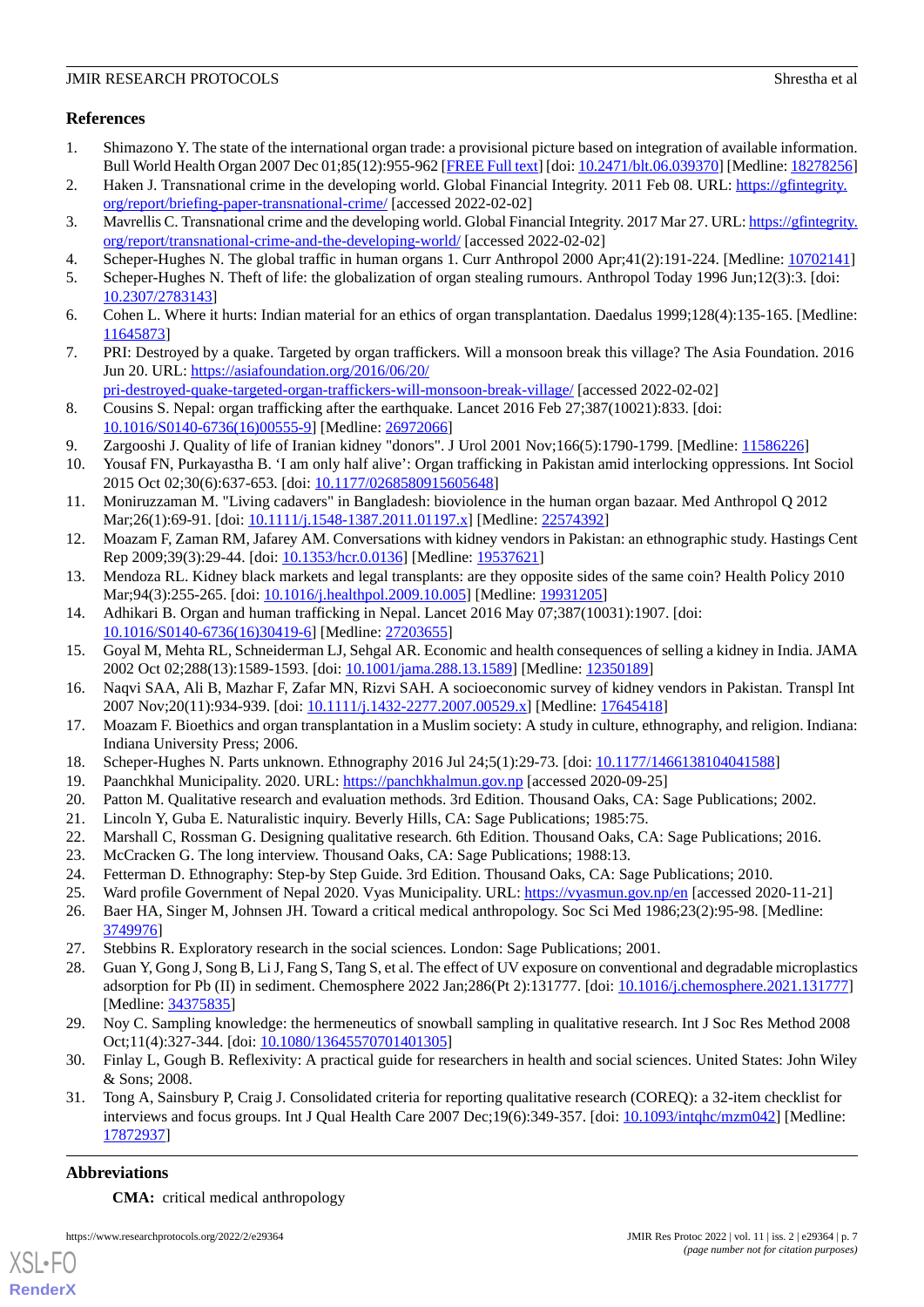## References

1. Shimazono Y. The state of the international organ trade: a provisional picture based on integration of available information. Bull World Health Organ 2007 Dec 01;85(12):955-962 [FREE Full text] [doi: 10.2471/blt.06.039370] [Medline: 18278256]
2. Haken J. Transnational crime in the developing world. Global Financial Integrity. 2011 Feb 08. URL: https://gfintegrity.org/report/briefing-paper-transnational-crime/ [accessed 2022-02-02]
3. Mavrellis C. Transnational crime and the developing world. Global Financial Integrity. 2017 Mar 27. URL: https://gfintegrity.org/report/transnational-crime-and-the-developing-world/ [accessed 2022-02-02]
4. Scheper-Hughes N. The global traffic in human organs 1. Curr Anthropol 2000 Apr;41(2):191-224. [Medline: 10702141]
5. Scheper-Hughes N. Theft of life: the globalization of organ stealing rumours. Anthropol Today 1996 Jun;12(3):3. [doi: 10.2307/2783143]
6. Cohen L. Where it hurts: Indian material for an ethics of organ transplantation. Daedalus 1999;128(4):135-165. [Medline: 11645873]
7. PRI: Destroyed by a quake. Targeted by organ traffickers. Will a monsoon break this village? The Asia Foundation. 2016 Jun 20. URL: https://asiafoundation.org/2016/06/20/pri-destroyed-quake-targeted-organ-traffickers-will-monsoon-break-village/ [accessed 2022-02-02]
8. Cousins S. Nepal: organ trafficking after the earthquake. Lancet 2016 Feb 27;387(10021):833. [doi: 10.1016/S0140-6736(16)00555-9] [Medline: 26972066]
9. Zargooshi J. Quality of life of Iranian kidney "donors". J Urol 2001 Nov;166(5):1790-1799. [Medline: 11586226]
10. Yousaf FN, Purkayastha B. 'I am only half alive': Organ trafficking in Pakistan amid interlocking oppressions. Int Sociol 2015 Oct 02;30(6):637-653. [doi: 10.1177/0268580915605648]
11. Moniruzzaman M. "Living cadavers" in Bangladesh: bioviolence in the human organ bazaar. Med Anthropol Q 2012 Mar;26(1):69-91. [doi: 10.1111/j.1548-1387.2011.01197.x] [Medline: 22574392]
12. Moazam F, Zaman RM, Jafarey AM. Conversations with kidney vendors in Pakistan: an ethnographic study. Hastings Cent Rep 2009;39(3):29-44. [doi: 10.1353/hcr.0.0136] [Medline: 19537621]
13. Mendoza RL. Kidney black markets and legal transplants: are they opposite sides of the same coin? Health Policy 2010 Mar;94(3):255-265. [doi: 10.1016/j.healthpol.2009.10.005] [Medline: 19931205]
14. Adhikari B. Organ and human trafficking in Nepal. Lancet 2016 May 07;387(10031):1907. [doi: 10.1016/S0140-6736(16)30419-6] [Medline: 27203655]
15. Goyal M, Mehta RL, Schneiderman LJ, Sehgal AR. Economic and health consequences of selling a kidney in India. JAMA 2002 Oct 02;288(13):1589-1593. [doi: 10.1001/jama.288.13.1589] [Medline: 12350189]
16. Naqvi SAA, Ali B, Mazhar F, Zafar MN, Rizvi SAH. A socioeconomic survey of kidney vendors in Pakistan. Transpl Int 2007 Nov;20(11):934-939. [doi: 10.1111/j.1432-2277.2007.00529.x] [Medline: 17645418]
17. Moazam F. Bioethics and organ transplantation in a Muslim society: A study in culture, ethnography, and religion. Indiana: Indiana University Press; 2006.
18. Scheper-Hughes N. Parts unknown. Ethnography 2016 Jul 24;5(1):29-73. [doi: 10.1177/1466138104041588]
19. Paanchkhal Municipality. 2020. URL: https://panchkhalmun.gov.np [accessed 2020-09-25]
20. Patton M. Qualitative research and evaluation methods. 3rd Edition. Thousand Oaks, CA: Sage Publications; 2002.
21. Lincoln Y, Guba E. Naturalistic inquiry. Beverly Hills, CA: Sage Publications; 1985:75.
22. Marshall C, Rossman G. Designing qualitative research. 6th Edition. Thousand Oaks, CA: Sage Publications; 2016.
23. McCracken G. The long interview. Thousand Oaks, CA: Sage Publications; 1988:13.
24. Fetterman D. Ethnography: Step-by Step Guide. 3rd Edition. Thousand Oaks, CA: Sage Publications; 2010.
25. Ward profile Government of Nepal 2020. Vyas Municipality. URL: https://vyasmun.gov.np/en [accessed 2020-11-21]
26. Baer HA, Singer M, Johnsen JH. Toward a critical medical anthropology. Soc Sci Med 1986;23(2):95-98. [Medline: 3749976]
27. Stebbins R. Exploratory research in the social sciences. London: Sage Publications; 2001.
28. Guan Y, Gong J, Song B, Li J, Fang S, Tang S, et al. The effect of UV exposure on conventional and degradable microplastics adsorption for Pb (II) in sediment. Chemosphere 2022 Jan;286(Pt 2):131777. [doi: 10.1016/j.chemosphere.2021.131777] [Medline: 34375835]
29. Noy C. Sampling knowledge: the hermeneutics of snowball sampling in qualitative research. Int J Soc Res Method 2008 Oct;11(4):327-344. [doi: 10.1080/13645570701401305]
30. Finlay L, Gough B. Reflexivity: A practical guide for researchers in health and social sciences. United States: John Wiley & Sons; 2008.
31. Tong A, Sainsbury P, Craig J. Consolidated criteria for reporting qualitative research (COREQ): a 32-item checklist for interviews and focus groups. Int J Qual Health Care 2007 Dec;19(6):349-357. [doi: 10.1093/intqhc/mzm042] [Medline: 17872937]

## Abbreviations

**CMA:** critical medical anthropology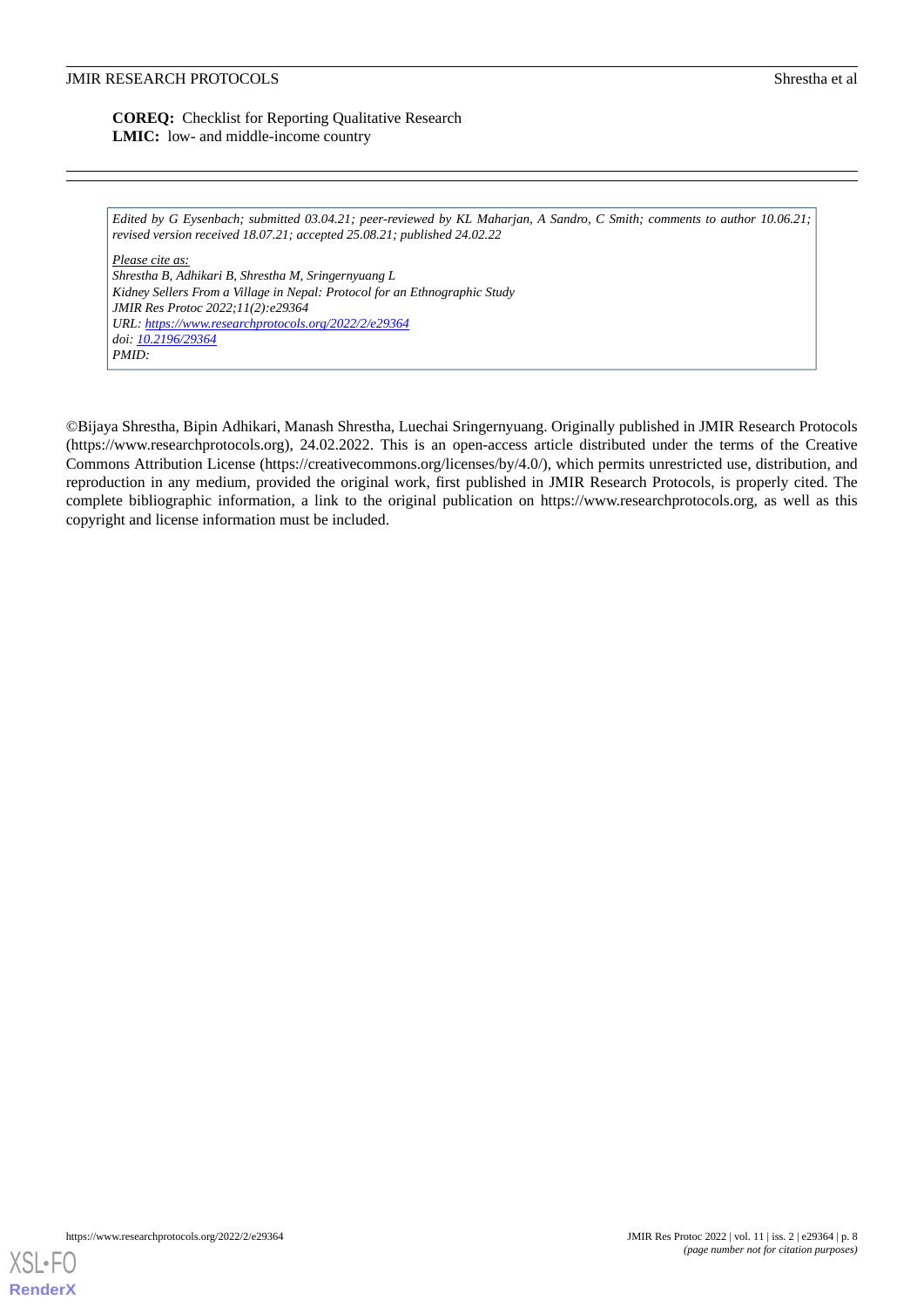**COREQ:** Checklist for Reporting Qualitative Research
**LMIC:** low- and middle-income country

---

*Edited by G Eysenbach; submitted 03.04.21; peer-reviewed by KL Maharjan, A Sandro, C Smith; comments to author 10.06.21; revised version received 18.07.21; accepted 25.08.21; published 24.02.22*

*Please cite as:*
*Shrestha B, Adhikari B, Shrestha M, Sringernyuang L*
*Kidney Sellers From a Village in Nepal: Protocol for an Ethnographic Study*
*JMIR Res Protoc 2022;11(2):e29364*
*URL: https://www.researchprotocols.org/2022/2/e29364*
*doi: 10.2196/29364*
*PMID:*

©Bijaya Shrestha, Bipin Adhikari, Manash Shrestha, Luechai Sringernyuang. Originally published in JMIR Research Protocols (https://www.researchprotocols.org), 24.02.2022. This is an open-access article distributed under the terms of the Creative Commons Attribution License (https://creativecommons.org/licenses/by/4.0/), which permits unrestricted use, distribution, and reproduction in any medium, provided the original work, first published in JMIR Research Protocols, is properly cited. The complete bibliographic information, a link to the original publication on https://www.researchprotocols.org, as well as this copyright and license information must be included.